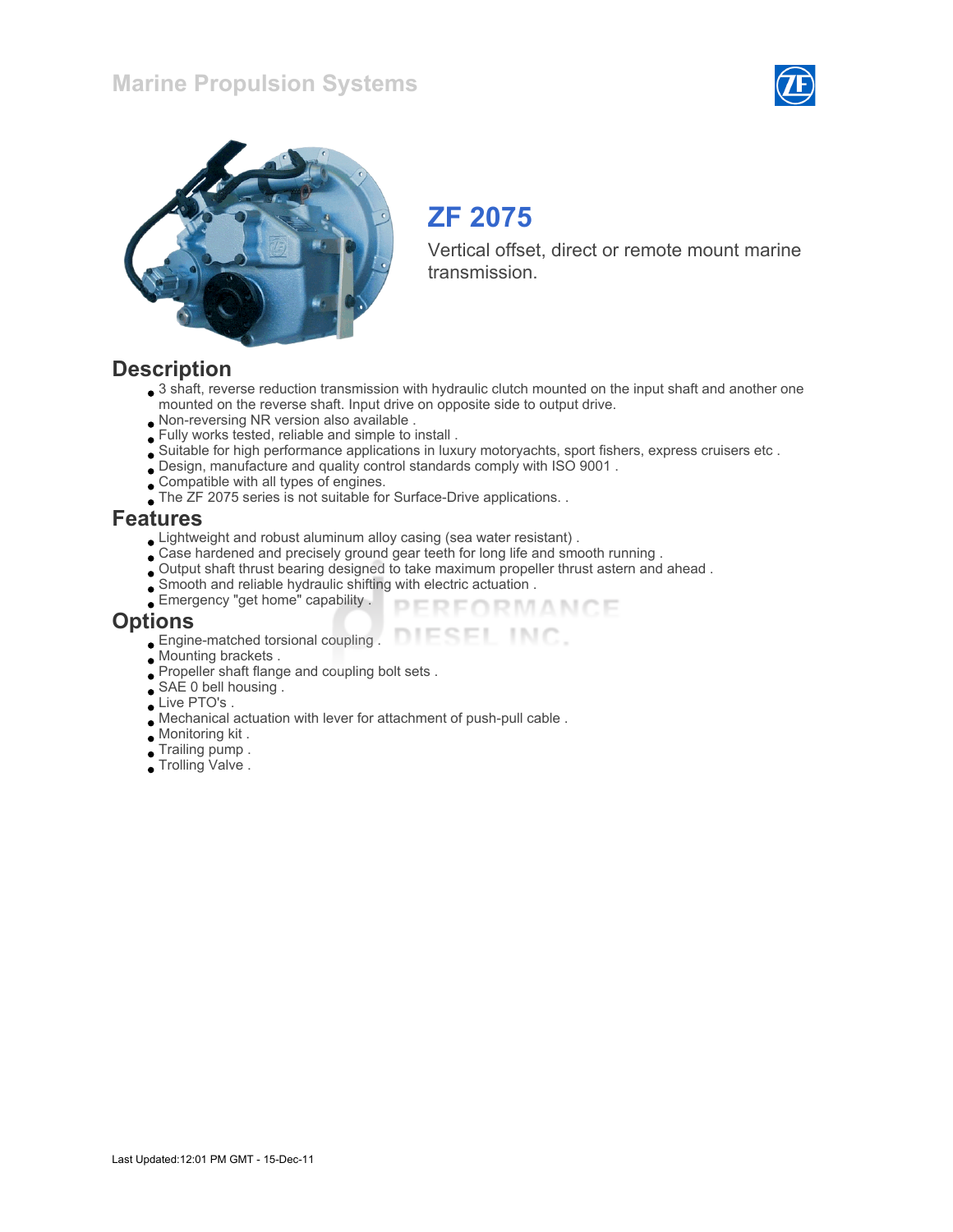Marine Propulsion Systems

# ZF 2075

Vertical offset, direct or remote mount marine transmission.

## Description

- 3 shaft, reverse reduction transmission with hydraulic clutch mounted on the input shaft and another one mounted on the reverse shaft. Input drive on opposite side to output drive.
- Non-reversing NR version also available .
- Fully works tested, reliable and simple to install .
- Suitable for high performance applications in luxury motoryachts, sport fishers, express cruisers etc .
- Design, manufacture and quality control standards comply with ISO 9001 .
- Compatible with all types of engines.
- The ZF 2075 series is not suitable for Surface-Drive applications. .

## Features

- Lightweight and robust aluminum alloy casing (sea water resistant) .
- Case hardened and precisely ground gear teeth for long life and smooth running .
- Output shaft thrust bearing designed to take maximum propeller thrust astern and ahead .
- Smooth and reliable hydraulic shifting with electric actuation .
- Emergency "get home" capability .

## Options

- Engine-matched torsional coupling .
- Mounting brackets .
- Propeller shaft flange and coupling bolt sets .
- SAE 0 bell housing .
- Live PTO's .
- Mechanical actuation with lever for attachment of push-pull cable .
- Monitoring kit .
- Trailing pump .
- Trolling Valve .

Last Updated:12:01 PM GMT - 15-Dec-11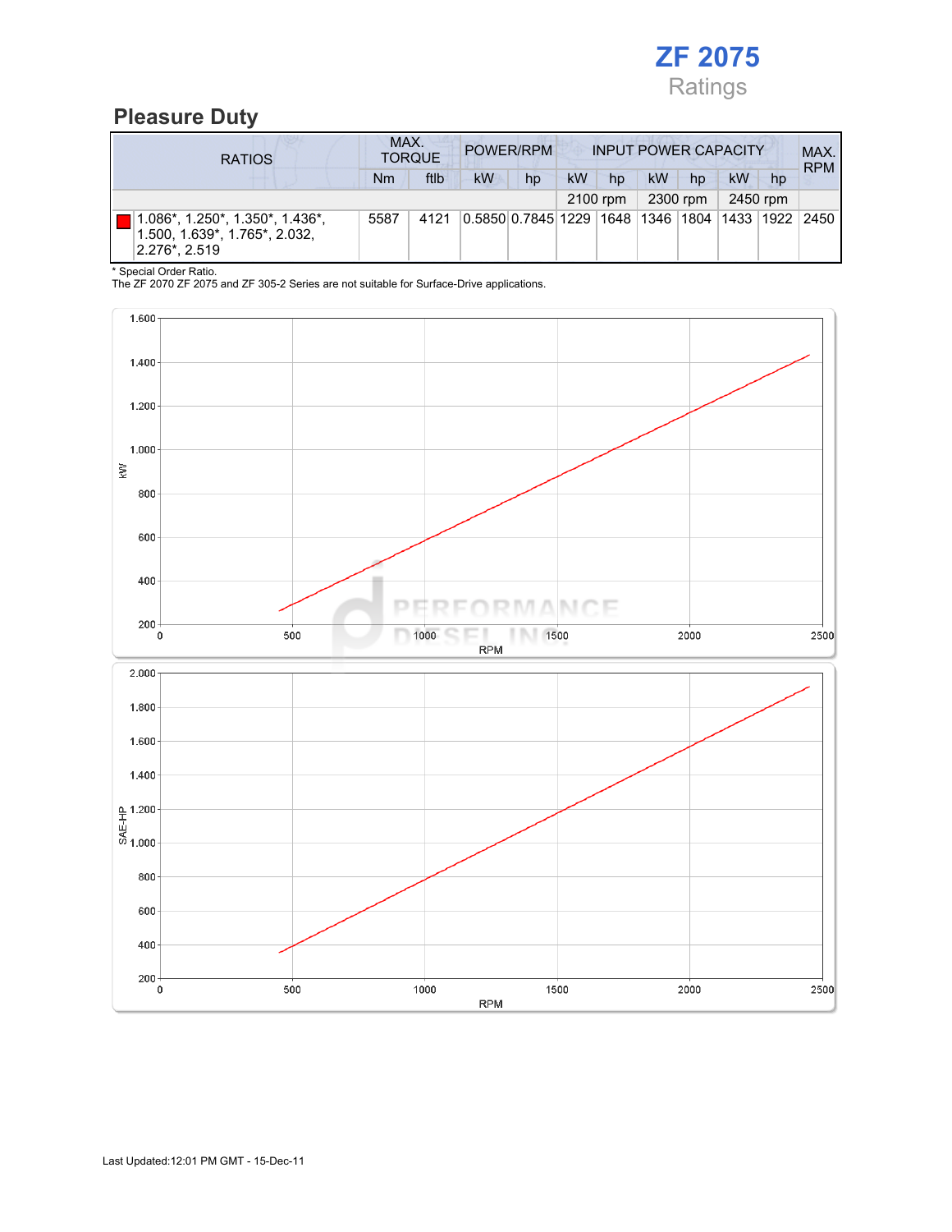# ZF 2075

Ratings

## Pleasure Duty

| RATIOS | MAX. TORQUE | | POWER/RPM | | INPUT POWER CAPACITY | | | | | | MAX. RPM |
|---|---|---|---|---|---|---|---|---|---|---|---|
| | Nm | ftlb | kW | hp | kW | hp | kW | hp | kW | hp | |
| | | | | | 2100 rpm | | 2300 rpm | | 2450 rpm | | |
| 1.086*, 1.250*, 1.350*, 1.436*, 1.500, 1.639*, 1.765*, 2.032, 2.276*, 2.519 | 5587 | 4121 | 0.5850 | 0.7845 | 1229 | 1648 | 1346 | 1804 | 1433 | 1922 | 2450 |

\* Special Order Ratio.
The ZF 2070 ZF 2075 and ZF 305-2 Series are not suitable for Surface-Drive applications.

Last Updated:12:01 PM GMT - 15-Dec-11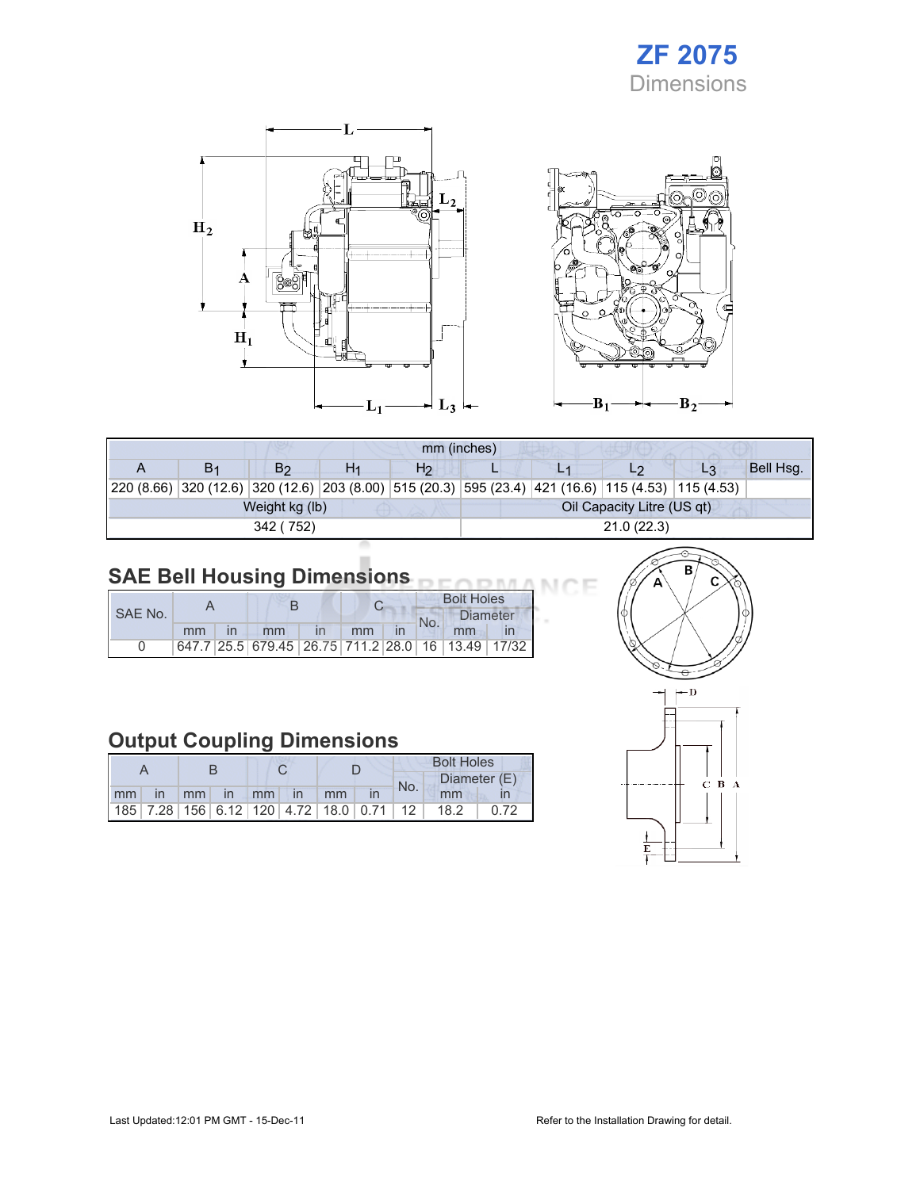# ZF 2075
## Dimensions

| mm (inches) | | | | | | | | | |
|---|---|---|---|---|---|---|---|---|---|
| A | $B_1$ | $B_2$ | $H_1$ | $H_2$ | L | $L_1$ | $L_2$ | $L_3$ | Bell Hsg. |
| 220 (8.66) | 320 (12.6) | 320 (12.6) | 203 (8.00) | 515 (20.3) | 595 (23.4) | 421 (16.6) | 115 (4.53) | 115 (4.53) | |
| Weight kg (lb) | | | | | Oil Capacity Litre (US qt) | | | | |
| 342 ( 752) | | | | | 21.0 (22.3) | | | | |

## SAE Bell Housing Dimensions

| SAE No. | A | | B | | C | | Bolt Holes | | |
|---|---|---|---|---|---|---|---|---|---|
| | | | | | | | No. | Diameter | |
| | mm | in | mm | in | mm | in | | mm | in |
| 0 | 647.7 | 25.5 | 679.45 | 26.75 | 711.2 | 28.0 | 16 | 13.49 | 17/32 |

## Output Coupling Dimensions

| A | | B | | C | | D | | Bolt Holes | | |
|---|---|---|---|---|---|---|---|---|---|---|
| | | | | | | | | No. | Diameter (E) | |
| mm | in | mm | in | mm | in | mm | in | | mm | in |
| 185 | 7.28 | 156 | 6.12 | 120 | 4.72 | 18.0 | 0.71 | 12 | 18.2 | 0.72 |

Last Updated:12:01 PM GMT - 15-Dec-11

Refer to the Installation Drawing for detail.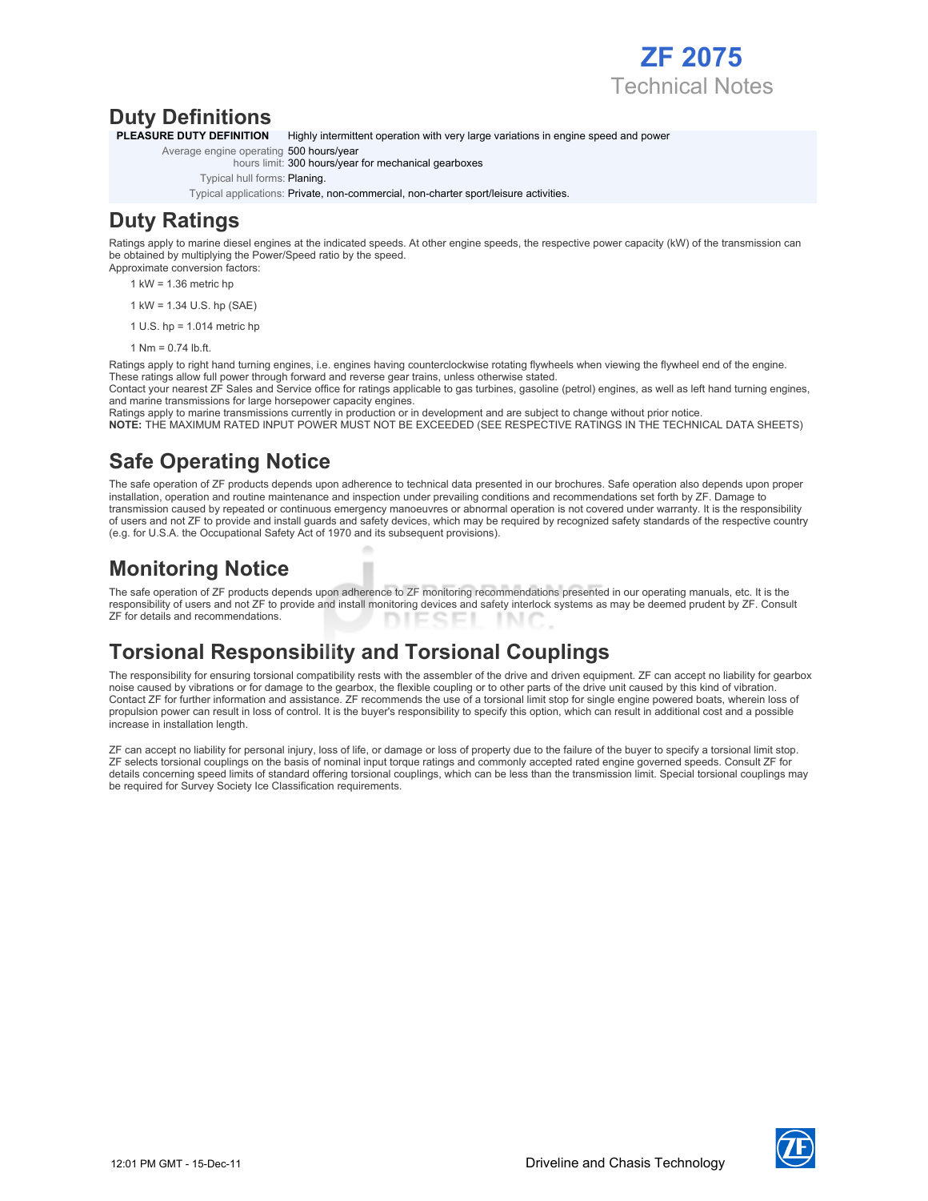# ZF 2075

Technical Notes

## Duty Definitions

| | |
|---|---|
| **PLEASURE DUTY DEFINITION** | Highly intermittent operation with very large variations in engine speed and power |
| Average engine operating hours limit: | 500 hours/year<br>300 hours/year for mechanical gearboxes |
| Typical hull forms: | Planing. |
| Typical applications: | Private, non-commercial, non-charter sport/leisure activities. |

## Duty Ratings

Ratings apply to marine diesel engines at the indicated speeds. At other engine speeds, the respective power capacity (kW) of the transmission can be obtained by multiplying the Power/Speed ratio by the speed.
Approximate conversion factors:

1 kW = 1.36 metric hp

1 kW = 1.34 U.S. hp (SAE)

1 U.S. hp = 1.014 metric hp

1 Nm = 0.74 lb.ft.

Ratings apply to right hand turning engines, i.e. engines having counterclockwise rotating flywheels when viewing the flywheel end of the engine. These ratings allow full power through forward and reverse gear trains, unless otherwise stated.
Contact your nearest ZF Sales and Service office for ratings applicable to gas turbines, gasoline (petrol) engines, as well as left hand turning engines, and marine transmissions for large horsepower capacity engines.
Ratings apply to marine transmissions currently in production or in development and are subject to change without prior notice.
**NOTE:** THE MAXIMUM RATED INPUT POWER MUST NOT BE EXCEEDED (SEE RESPECTIVE RATINGS IN THE TECHNICAL DATA SHEETS)

## Safe Operating Notice

The safe operation of ZF products depends upon adherence to technical data presented in our brochures. Safe operation also depends upon proper installation, operation and routine maintenance and inspection under prevailing conditions and recommendations set forth by ZF. Damage to transmission caused by repeated or continuous emergency manoeuvres or abnormal operation is not covered under warranty. It is the responsibility of users and not ZF to provide and install guards and safety devices, which may be required by recognized safety standards of the respective country (e.g. for U.S.A. the Occupational Safety Act of 1970 and its subsequent provisions).

## Monitoring Notice

The safe operation of ZF products depends upon adherence to ZF monitoring recommendations presented in our operating manuals, etc. It is the responsibility of users and not ZF to provide and install monitoring devices and safety interlock systems as may be deemed prudent by ZF. Consult ZF for details and recommendations.

## Torsional Responsibility and Torsional Couplings

The responsibility for ensuring torsional compatibility rests with the assembler of the drive and driven equipment. ZF can accept no liability for gearbox noise caused by vibrations or for damage to the gearbox, the flexible coupling or to other parts of the drive unit caused by this kind of vibration. Contact ZF for further information and assistance. ZF recommends the use of a torsional limit stop for single engine powered boats, wherein loss of propulsion power can result in loss of control. It is the buyer's responsibility to specify this option, which can result in additional cost and a possible increase in installation length.

ZF can accept no liability for personal injury, loss of life, or damage or loss of property due to the failure of the buyer to specify a torsional limit stop. ZF selects torsional couplings on the basis of nominal input torque ratings and commonly accepted rated engine governed speeds. Consult ZF for details concerning speed limits of standard offering torsional couplings, which can be less than the transmission limit. Special torsional couplings may be required for Survey Society Ice Classification requirements.

12:01 PM GMT - 15-Dec-11

Driveline and Chasis Technology